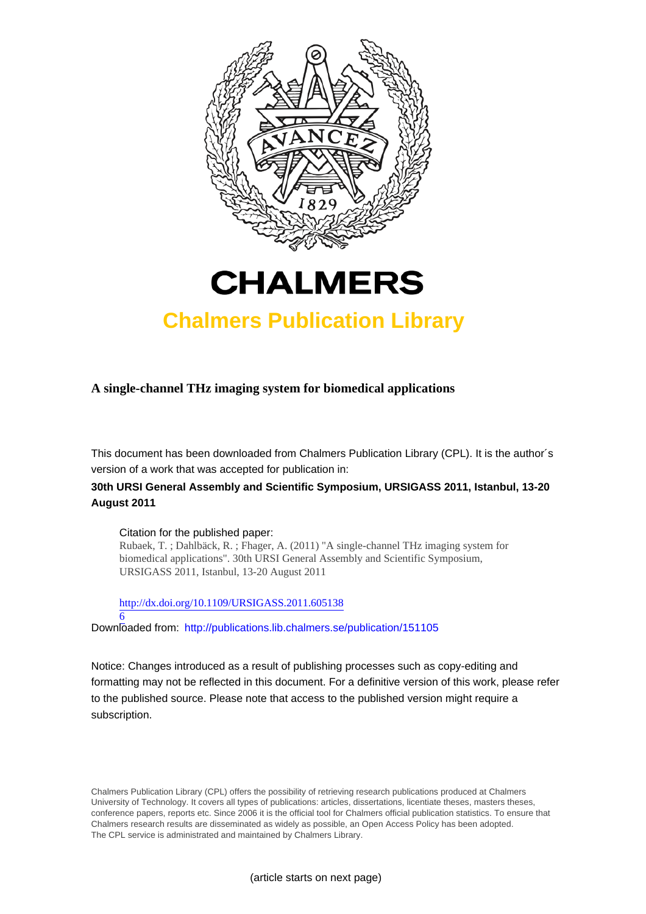# CHALMERS

## Chalmers Publication Library

**A single-channel THz imaging system for biomedical applications**

This document has been downloaded from Chalmers Publication Library (CPL). It is the author´s version of a work that was accepted for publication in:

**30th URSI General Assembly and Scientific Symposium, URSIGASS 2011, Istanbul, 13-20 August 2011**

Citation for the published paper:
Rubaek, T. ; Dahlbäck, R. ; Fhager, A. (2011) "A single-channel THz imaging system for biomedical applications". 30th URSI General Assembly and Scientific Symposium, URSIGASS 2011, Istanbul, 13-20 August 2011

http://dx.doi.org/10.1109/URSIGASS.2011.6051386

Downloaded from: http://publications.lib.chalmers.se/publication/151105

Notice: Changes introduced as a result of publishing processes such as copy-editing and formatting may not be reflected in this document. For a definitive version of this work, please refer to the published source. Please note that access to the published version might require a subscription.

Chalmers Publication Library (CPL) offers the possibility of retrieving research publications produced at Chalmers University of Technology. It covers all types of publications: articles, dissertations, licentiate theses, masters theses, conference papers, reports etc. Since 2006 it is the official tool for Chalmers official publication statistics. To ensure that Chalmers research results are disseminated as widely as possible, an Open Access Policy has been adopted. The CPL service is administrated and maintained by Chalmers Library.

(article starts on next page)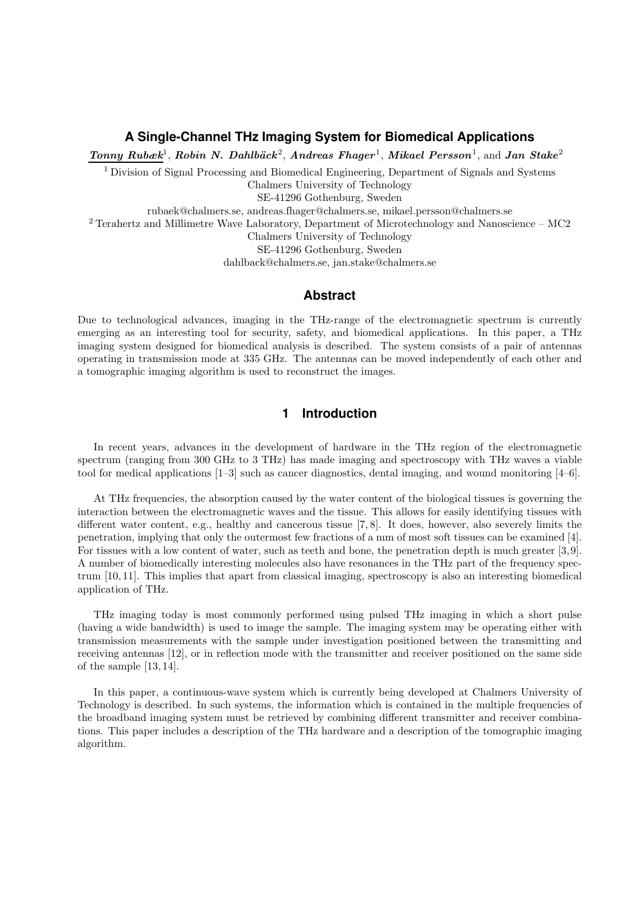# A Single-Channel THz Imaging System for Biomedical Applications

***Tonny Rubæk***[1], ***Robin N. Dahlbäck***[2], ***Andreas Fhager***[1], ***Mikael Persson***[1], and ***Jan Stake***[2]

[1] Division of Signal Processing and Biomedical Engineering, Department of Signals and Systems
Chalmers University of Technology
SE-41296 Gothenburg, Sweden
rubaek@chalmers.se, andreas.fhager@chalmers.se, mikael.persson@chalmers.se

[2] Terahertz and Millimetre Wave Laboratory, Department of Microtechnology and Nanoscience – MC2
Chalmers University of Technology
SE-41296 Gothenburg, Sweden
dahlback@chalmers.se, jan.stake@chalmers.se

## Abstract

Due to technological advances, imaging in the THz-range of the electromagnetic spectrum is currently emerging as an interesting tool for security, safety, and biomedical applications. In this paper, a THz imaging system designed for biomedical analysis is described. The system consists of a pair of antennas operating in transmission mode at 335 GHz. The antennas can be moved independently of each other and a tomographic imaging algorithm is used to reconstruct the images.

## 1 Introduction

In recent years, advances in the development of hardware in the THz region of the electromagnetic spectrum (ranging from 300 GHz to 3 THz) has made imaging and spectroscopy with THz waves a viable tool for medical applications [1–3] such as cancer diagnostics, dental imaging, and wound monitoring [4–6].

At THz frequencies, the absorption caused by the water content of the biological tissues is governing the interaction between the electromagnetic waves and the tissue. This allows for easily identifying tissues with different water content, e.g., healthy and cancerous tissue [7, 8]. It does, however, also severely limits the penetration, implying that only the outermost few fractions of a mm of most soft tissues can be examined [4]. For tissues with a low content of water, such as teeth and bone, the penetration depth is much greater [3, 9]. A number of biomedically interesting molecules also have resonances in the THz part of the frequency spectrum [10, 11]. This implies that apart from classical imaging, spectroscopy is also an interesting biomedical application of THz.

THz imaging today is most commonly performed using pulsed THz imaging in which a short pulse (having a wide bandwidth) is used to image the sample. The imaging system may be operating either with transmission measurements with the sample under investigation positioned between the transmitting and receiving antennas [12], or in reflection mode with the transmitter and receiver positioned on the same side of the sample [13, 14].

In this paper, a continuous-wave system which is currently being developed at Chalmers University of Technology is described. In such systems, the information which is contained in the multiple frequencies of the broadband imaging system must be retrieved by combining different transmitter and receiver combinations. This paper includes a description of the THz hardware and a description of the tomographic imaging algorithm.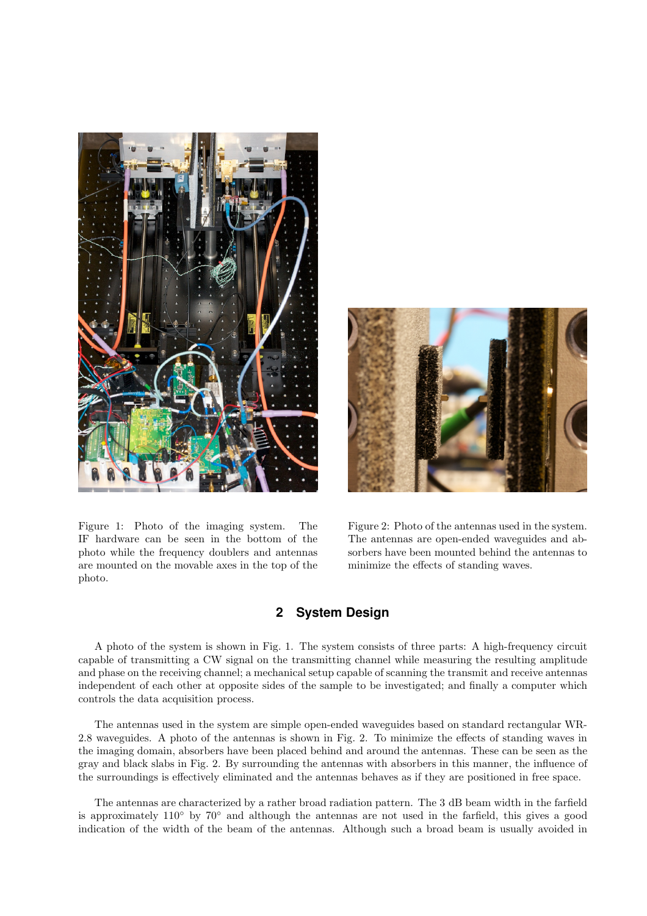Figure 1: Photo of the imaging system. The IF hardware can be seen in the bottom of the photo while the frequency doublers and antennas are mounted on the movable axes in the top of the photo.

Figure 2: Photo of the antennas used in the system. The antennas are open-ended waveguides and absorbers have been mounted behind the antennas to minimize the effects of standing waves.

## 2 System Design

A photo of the system is shown in Fig. 1. The system consists of three parts: A high-frequency circuit capable of transmitting a CW signal on the transmitting channel while measuring the resulting amplitude and phase on the receiving channel; a mechanical setup capable of scanning the transmit and receive antennas independent of each other at opposite sides of the sample to be investigated; and finally a computer which controls the data acquisition process.

The antennas used in the system are simple open-ended waveguides based on standard rectangular WR-2.8 waveguides. A photo of the antennas is shown in Fig. 2. To minimize the effects of standing waves in the imaging domain, absorbers have been placed behind and around the antennas. These can be seen as the gray and black slabs in Fig. 2. By surrounding the antennas with absorbers in this manner, the influence of the surroundings is effectively eliminated and the antennas behaves as if they are positioned in free space.

The antennas are characterized by a rather broad radiation pattern. The 3 dB beam width in the farfield is approximately 110° by 70° and although the antennas are not used in the farfield, this gives a good indication of the width of the beam of the antennas. Although such a broad beam is usually avoided in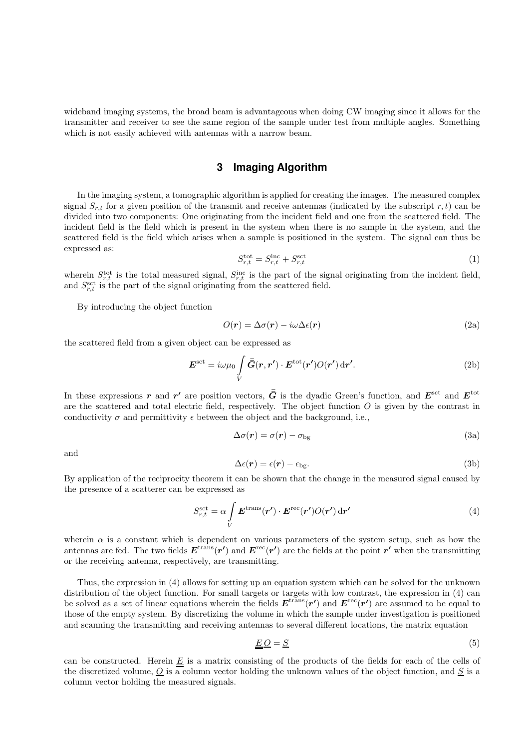wideband imaging systems, the broad beam is advantageous when doing CW imaging since it allows for the transmitter and receiver to see the same region of the sample under test from multiple angles. Something which is not easily achieved with antennas with a narrow beam.

## 3 Imaging Algorithm

In the imaging system, a tomographic algorithm is applied for creating the images. The measured complex signal $S_{r,t}$ for a given position of the transmit and receive antennas (indicated by the subscript $r, t$) can be divided into two components: One originating from the incident field and one from the scattered field. The incident field is the field which is present in the system when there is no sample in the system, and the scattered field is the field which arises when a sample is positioned in the system. The signal can thus be expressed as:

$$S_{r,t}^{\mathrm{tot}} = S_{r,t}^{\mathrm{inc}} + S_{r,t}^{\mathrm{sct}} \tag{1}$$

wherein $S_{r,t}^{\mathrm{tot}}$ is the total measured signal, $S_{r,t}^{\mathrm{inc}}$ is the part of the signal originating from the incident field, and $S_{r,t}^{\mathrm{sct}}$ is the part of the signal originating from the scattered field.

By introducing the object function

$$O(\boldsymbol{r}) = \Delta\sigma(\boldsymbol{r}) - i\omega\Delta\epsilon(\boldsymbol{r}) \tag{2a}$$

the scattered field from a given object can be expressed as

$$\boldsymbol{E}^{\mathrm{sct}} = i\omega\mu_0 \int\limits_V \bar{\bar{\boldsymbol{G}}}(\boldsymbol{r}, \boldsymbol{r'}) \cdot \boldsymbol{E}^{\mathrm{tot}}(\boldsymbol{r'}) O(\boldsymbol{r'})\, \mathrm{d}\boldsymbol{r'}. \tag{2b}$$

In these expressions $\boldsymbol{r}$ and $\boldsymbol{r'}$ are position vectors, $\bar{\bar{\boldsymbol{G}}}$ is the dyadic Green's function, and $\boldsymbol{E}^{\mathrm{sct}}$ and $\boldsymbol{E}^{\mathrm{tot}}$ are the scattered and total electric field, respectively. The object function $O$ is given by the contrast in conductivity $\sigma$ and permittivity $\epsilon$ between the object and the background, i.e.,

$$\Delta\sigma(\boldsymbol{r}) = \sigma(\boldsymbol{r}) - \sigma_{\mathrm{bg}} \tag{3a}$$

and

$$\Delta\epsilon(\boldsymbol{r}) = \epsilon(\boldsymbol{r}) - \epsilon_{\mathrm{bg}}. \tag{3b}$$

By application of the reciprocity theorem it can be shown that the change in the measured signal caused by the presence of a scatterer can be expressed as

$$S_{r,t}^{\mathrm{sct}} = \alpha \int\limits_V \boldsymbol{E}^{\mathrm{trans}}(\boldsymbol{r'}) \cdot \boldsymbol{E}^{\mathrm{rec}}(\boldsymbol{r'}) O(\boldsymbol{r'})\, \mathrm{d}\boldsymbol{r'} \tag{4}$$

wherein $\alpha$ is a constant which is dependent on various parameters of the system setup, such as how the antennas are fed. The two fields $\boldsymbol{E}^{\mathrm{trans}}(\boldsymbol{r'})$ and $\boldsymbol{E}^{\mathrm{rec}}(\boldsymbol{r'})$ are the fields at the point $\boldsymbol{r'}$ when the transmitting or the receiving antenna, respectively, are transmitting.

Thus, the expression in (4) allows for setting up an equation system which can be solved for the unknown distribution of the object function. For small targets or targets with low contrast, the expression in (4) can be solved as a set of linear equations wherein the fields $\boldsymbol{E}^{\mathrm{trans}}(\boldsymbol{r'})$ and $\boldsymbol{E}^{\mathrm{rec}}(\boldsymbol{r'})$ are assumed to be equal to those of the empty system. By discretizing the volume in which the sample under investigation is positioned and scanning the transmitting and receiving antennas to several different locations, the matrix equation

$$\underline{\underline{E}}\,\underline{O} = \underline{S} \tag{5}$$

can be constructed. Herein $\underline{\underline{E}}$ is a matrix consisting of the products of the fields for each of the cells of the discretized volume, $\underline{O}$ is a column vector holding the unknown values of the object function, and $\underline{S}$ is a column vector holding the measured signals.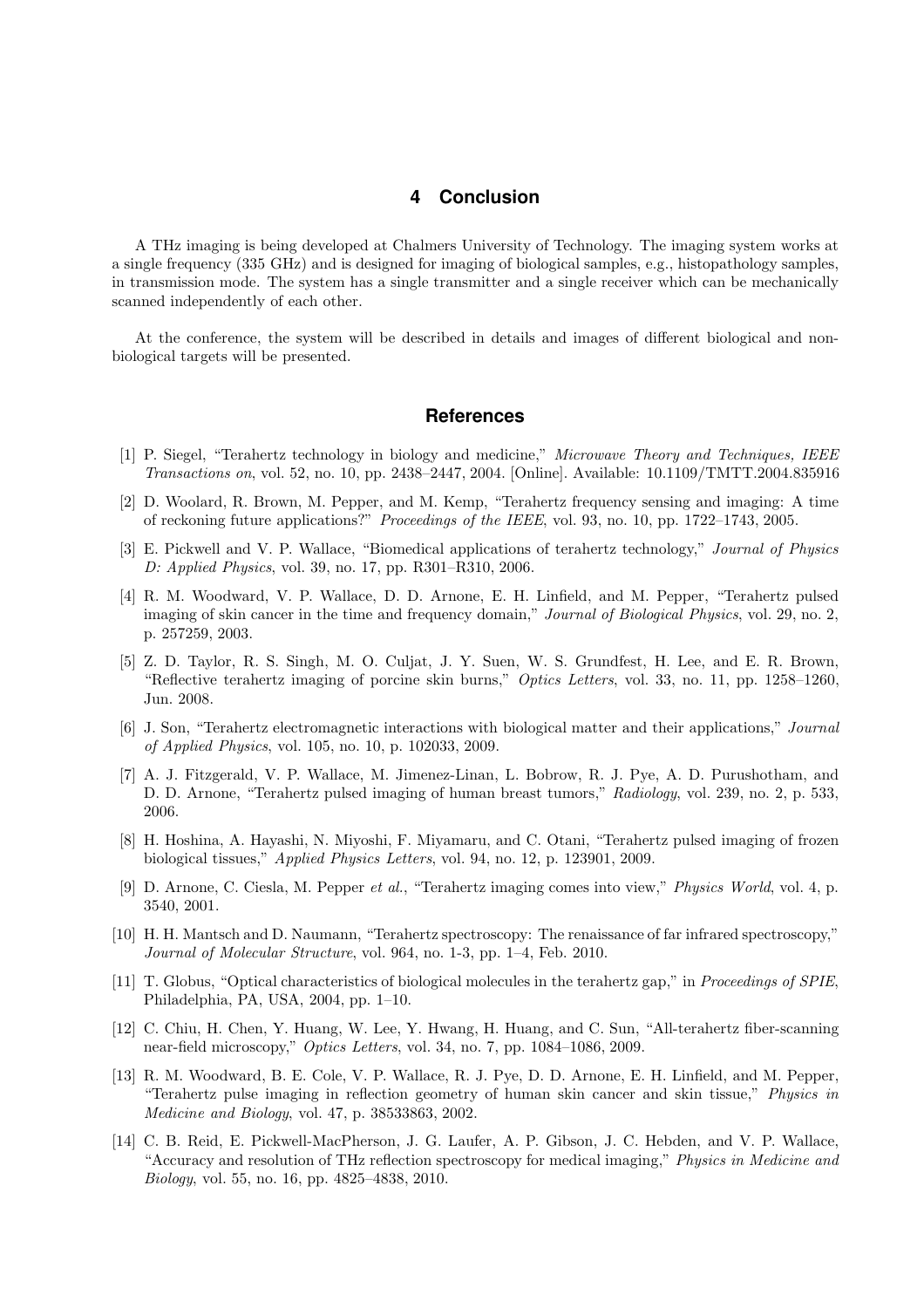## 4 Conclusion

A THz imaging is being developed at Chalmers University of Technology. The imaging system works at a single frequency (335 GHz) and is designed for imaging of biological samples, e.g., histopathology samples, in transmission mode. The system has a single transmitter and a single receiver which can be mechanically scanned independently of each other.

At the conference, the system will be described in details and images of different biological and non-biological targets will be presented.

## References

[1] P. Siegel, "Terahertz technology in biology and medicine," *Microwave Theory and Techniques, IEEE Transactions on*, vol. 52, no. 10, pp. 2438–2447, 2004. [Online]. Available: 10.1109/TMTT.2004.835916

[2] D. Woolard, R. Brown, M. Pepper, and M. Kemp, "Terahertz frequency sensing and imaging: A time of reckoning future applications?" *Proceedings of the IEEE*, vol. 93, no. 10, pp. 1722–1743, 2005.

[3] E. Pickwell and V. P. Wallace, "Biomedical applications of terahertz technology," *Journal of Physics D: Applied Physics*, vol. 39, no. 17, pp. R301–R310, 2006.

[4] R. M. Woodward, V. P. Wallace, D. D. Arnone, E. H. Linfield, and M. Pepper, "Terahertz pulsed imaging of skin cancer in the time and frequency domain," *Journal of Biological Physics*, vol. 29, no. 2, p. 257259, 2003.

[5] Z. D. Taylor, R. S. Singh, M. O. Culjat, J. Y. Suen, W. S. Grundfest, H. Lee, and E. R. Brown, "Reflective terahertz imaging of porcine skin burns," *Optics Letters*, vol. 33, no. 11, pp. 1258–1260, Jun. 2008.

[6] J. Son, "Terahertz electromagnetic interactions with biological matter and their applications," *Journal of Applied Physics*, vol. 105, no. 10, p. 102033, 2009.

[7] A. J. Fitzgerald, V. P. Wallace, M. Jimenez-Linan, L. Bobrow, R. J. Pye, A. D. Purushotham, and D. D. Arnone, "Terahertz pulsed imaging of human breast tumors," *Radiology*, vol. 239, no. 2, p. 533, 2006.

[8] H. Hoshina, A. Hayashi, N. Miyoshi, F. Miyamaru, and C. Otani, "Terahertz pulsed imaging of frozen biological tissues," *Applied Physics Letters*, vol. 94, no. 12, p. 123901, 2009.

[9] D. Arnone, C. Ciesla, M. Pepper *et al.*, "Terahertz imaging comes into view," *Physics World*, vol. 4, p. 3540, 2001.

[10] H. H. Mantsch and D. Naumann, "Terahertz spectroscopy: The renaissance of far infrared spectroscopy," *Journal of Molecular Structure*, vol. 964, no. 1-3, pp. 1–4, Feb. 2010.

[11] T. Globus, "Optical characteristics of biological molecules in the terahertz gap," in *Proceedings of SPIE*, Philadelphia, PA, USA, 2004, pp. 1–10.

[12] C. Chiu, H. Chen, Y. Huang, W. Lee, Y. Hwang, H. Huang, and C. Sun, "All-terahertz fiber-scanning near-field microscopy," *Optics Letters*, vol. 34, no. 7, pp. 1084–1086, 2009.

[13] R. M. Woodward, B. E. Cole, V. P. Wallace, R. J. Pye, D. D. Arnone, E. H. Linfield, and M. Pepper, "Terahertz pulse imaging in reflection geometry of human skin cancer and skin tissue," *Physics in Medicine and Biology*, vol. 47, p. 38533863, 2002.

[14] C. B. Reid, E. Pickwell-MacPherson, J. G. Laufer, A. P. Gibson, J. C. Hebden, and V. P. Wallace, "Accuracy and resolution of THz reflection spectroscopy for medical imaging," *Physics in Medicine and Biology*, vol. 55, no. 16, pp. 4825–4838, 2010.